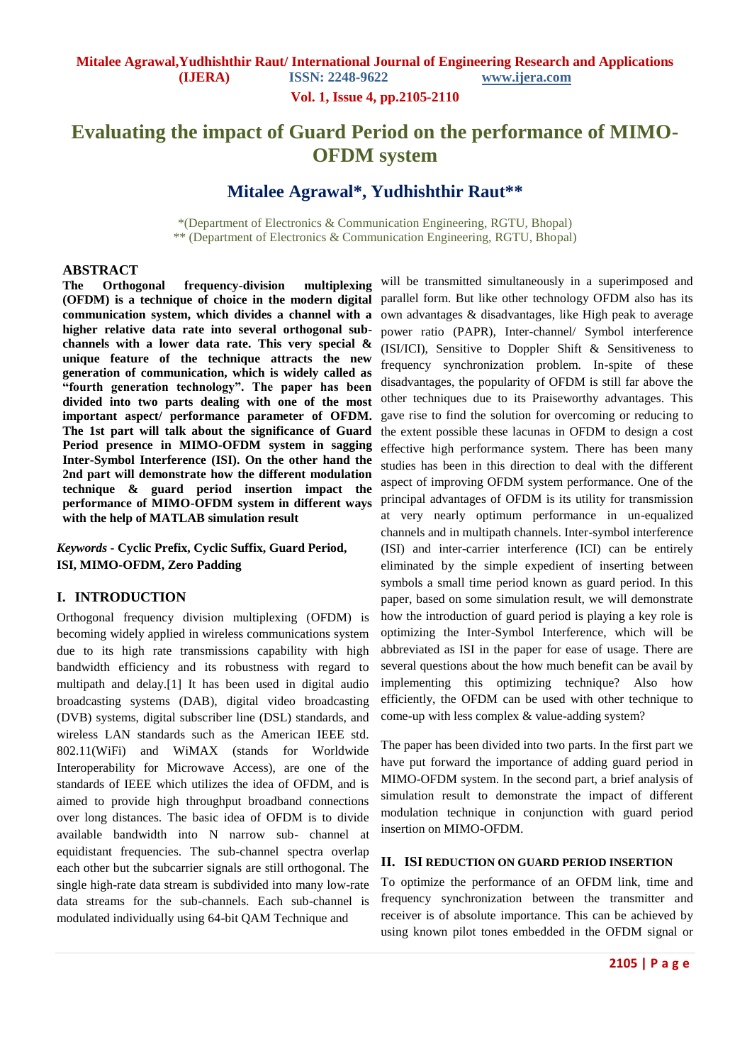# Evaluating the impact of Guard Period on the performance of MIMO-OFDM system

## Mitalee Agrawal*, Yudhishthir Raut**

*(Department of Electronics & Communication Engineering, RGTU, Bhopal)
** (Department of Electronics & Communication Engineering, RGTU, Bhopal)

## ABSTRACT

**The Orthogonal frequency-division multiplexing (OFDM) is a technique of choice in the modern digital communication system, which divides a channel with a higher relative data rate into several orthogonal sub-channels with a lower data rate. This very special & unique feature of the technique attracts the new generation of communication, which is widely called as "fourth generation technology". The paper has been divided into two parts dealing with one of the most important aspect/ performance parameter of OFDM. The 1st part will talk about the significance of Guard Period presence in MIMO-OFDM system in sagging Inter-Symbol Interference (ISI). On the other hand the 2nd part will demonstrate how the different modulation technique & guard period insertion impact the performance of MIMO-OFDM system in different ways with the help of MATLAB simulation result**

***Keywords* - Cyclic Prefix, Cyclic Suffix, Guard Period, ISI, MIMO-OFDM, Zero Padding**

## I. INTRODUCTION

Orthogonal frequency division multiplexing (OFDM) is becoming widely applied in wireless communications system due to its high rate transmissions capability with high bandwidth efficiency and its robustness with regard to multipath and delay.[1] It has been used in digital audio broadcasting systems (DAB), digital video broadcasting (DVB) systems, digital subscriber line (DSL) standards, and wireless LAN standards such as the American IEEE std. 802.11(WiFi) and WiMAX (stands for Worldwide Interoperability for Microwave Access), are one of the standards of IEEE which utilizes the idea of OFDM, and is aimed to provide high throughput broadband connections over long distances. The basic idea of OFDM is to divide available bandwidth into N narrow sub- channel at equidistant frequencies. The sub-channel spectra overlap each other but the subcarrier signals are still orthogonal. The single high-rate data stream is subdivided into many low-rate data streams for the sub-channels. Each sub-channel is modulated individually using 64-bit QAM Technique and will be transmitted simultaneously in a superimposed and parallel form. But like other technology OFDM also has its own advantages & disadvantages, like High peak to average power ratio (PAPR), Inter-channel/ Symbol interference (ISI/ICI), Sensitive to Doppler Shift & Sensitiveness to frequency synchronization problem. In-spite of these disadvantages, the popularity of OFDM is still far above the other techniques due to its Praiseworthy advantages. This gave rise to find the solution for overcoming or reducing to the extent possible these lacunas in OFDM to design a cost effective high performance system. There has been many studies has been in this direction to deal with the different aspect of improving OFDM system performance. One of the principal advantages of OFDM is its utility for transmission at very nearly optimum performance in un-equalized channels and in multipath channels. Inter-symbol interference (ISI) and inter-carrier interference (ICI) can be entirely eliminated by the simple expedient of inserting between symbols a small time period known as guard period. In this paper, based on some simulation result, we will demonstrate how the introduction of guard period is playing a key role is optimizing the Inter-Symbol Interference, which will be abbreviated as ISI in the paper for ease of usage. There are several questions about the how much benefit can be avail by implementing this optimizing technique? Also how efficiently, the OFDM can be used with other technique to come-up with less complex & value-adding system?

The paper has been divided into two parts. In the first part we have put forward the importance of adding guard period in MIMO-OFDM system. In the second part, a brief analysis of simulation result to demonstrate the impact of different modulation technique in conjunction with guard period insertion on MIMO-OFDM.

## II. ISI REDUCTION ON GUARD PERIOD INSERTION

To optimize the performance of an OFDM link, time and frequency synchronization between the transmitter and receiver is of absolute importance. This can be achieved by using known pilot tones embedded in the OFDM signal or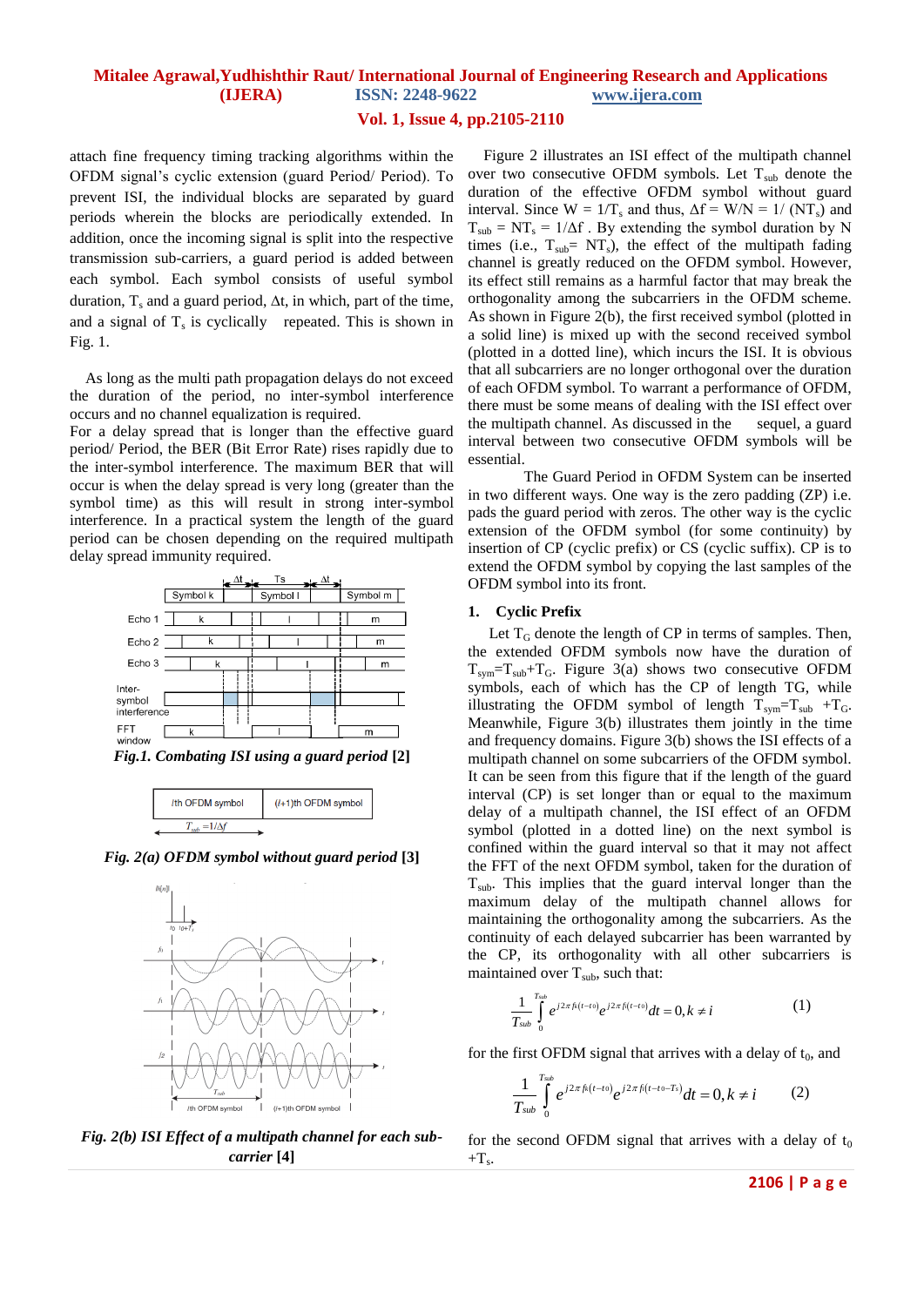attach fine frequency timing tracking algorithms within the OFDM signal's cyclic extension (guard Period/ Period). To prevent ISI, the individual blocks are separated by guard periods wherein the blocks are periodically extended. In addition, once the incoming signal is split into the respective transmission sub-carriers, a guard period is added between each symbol. Each symbol consists of useful symbol duration, $T_s$ and a guard period, $\Delta t$, in which, part of the time, and a signal of $T_s$ is cyclically repeated. This is shown in Fig. 1.

As long as the multi path propagation delays do not exceed the duration of the period, no inter-symbol interference occurs and no channel equalization is required.
For a delay spread that is longer than the effective guard period/ Period, the BER (Bit Error Rate) rises rapidly due to the inter-symbol interference. The maximum BER that will occur is when the delay spread is very long (greater than the symbol time) as this will result in strong inter-symbol interference. In a practical system the length of the guard period can be chosen depending on the required multipath delay spread immunity required.

*Fig.1. Combating ISI using a guard period* [2]

*Fig. 2(a) OFDM symbol without guard period* [3]

*Fig. 2(b) ISI Effect of a multipath channel for each sub-carrier* [4]

Figure 2 illustrates an ISI effect of the multipath channel over two consecutive OFDM symbols. Let $T_{sub}$ denote the duration of the effective OFDM symbol without guard interval. Since $W = 1/T_s$ and thus, $\Delta f = W/N = 1/(NT_s)$ and $T_{sub} = NT_s = 1/\Delta f$ . By extending the symbol duration by N times (i.e., $T_{sub} = NT_s$), the effect of the multipath fading channel is greatly reduced on the OFDM symbol. However, its effect still remains as a harmful factor that may break the orthogonality among the subcarriers in the OFDM scheme. As shown in Figure 2(b), the first received symbol (plotted in a solid line) is mixed up with the second received symbol (plotted in a dotted line), which incurs the ISI. It is obvious that all subcarriers are no longer orthogonal over the duration of each OFDM symbol. To warrant a performance of OFDM, there must be some means of dealing with the ISI effect over the multipath channel. As discussed in the sequel, a guard interval between two consecutive OFDM symbols will be essential.

The Guard Period in OFDM System can be inserted in two different ways. One way is the zero padding (ZP) i.e. pads the guard period with zeros. The other way is the cyclic extension of the OFDM symbol (for some continuity) by insertion of CP (cyclic prefix) or CS (cyclic suffix). CP is to extend the OFDM symbol by copying the last samples of the OFDM symbol into its front.

## 1. Cyclic Prefix

Let $T_G$ denote the length of CP in terms of samples. Then, the extended OFDM symbols now have the duration of $T_{sym}=T_{sub}+T_G$. Figure 3(a) shows two consecutive OFDM symbols, each of which has the CP of length TG, while illustrating the OFDM symbol of length $T_{sym}=T_{sub}+T_G$. Meanwhile, Figure 3(b) illustrates them jointly in the time and frequency domains. Figure 3(b) shows the ISI effects of a multipath channel on some subcarriers of the OFDM symbol. It can be seen from this figure that if the length of the guard interval (CP) is set longer than or equal to the maximum delay of a multipath channel, the ISI effect of an OFDM symbol (plotted in a dotted line) on the next symbol is confined within the guard interval so that it may not affect the FFT of the next OFDM symbol, taken for the duration of $T_{sub}$. This implies that the guard interval longer than the maximum delay of the multipath channel allows for maintaining the orthogonality among the subcarriers. As the continuity of each delayed subcarrier has been warranted by the CP, its orthogonality with all other subcarriers is maintained over $T_{sub}$, such that:

$$\frac{1}{T_{sub}}\int_{0}^{T_{sub}} e^{j2\pi f_k(t-t_0)} e^{j2\pi f_i(t-t_0)} dt = 0, k \neq i \qquad (1)$$

for the first OFDM signal that arrives with a delay of $t_0$, and

$$\frac{1}{T_{sub}}\int_{0}^{T_{sub}} e^{j2\pi f_k(t-t_0)} e^{j2\pi f_i(t-t_0-T_s)} dt = 0, k \neq i \qquad (2)$$

for the second OFDM signal that arrives with a delay of $t_0 + T_s$.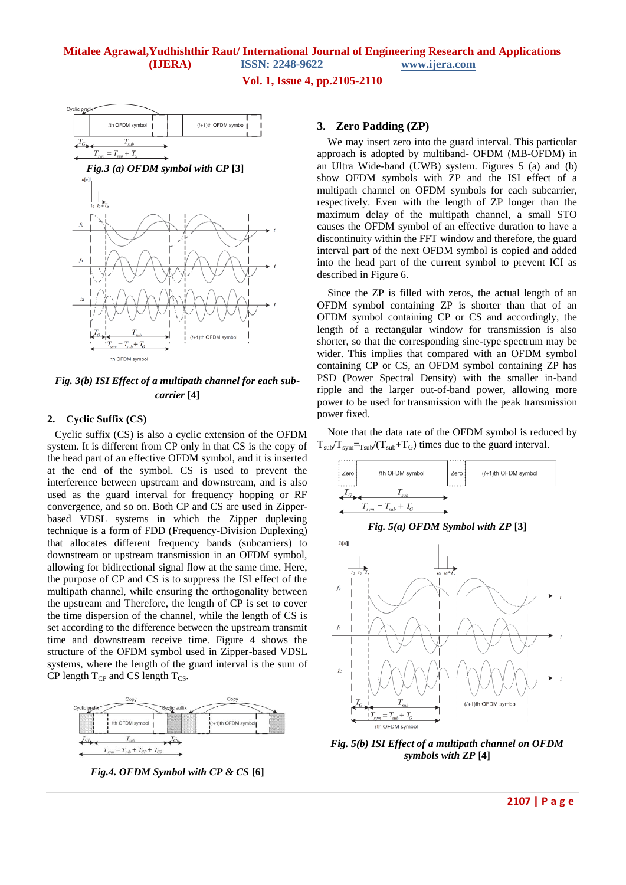Cyclic prefix

$l$th OFDM symbol

$(l+1)$th OFDM symbol

$T_G$ $T_{sub}$

$T_{sym} = T_{sub} + T_G$

***Fig.3 (a) OFDM symbol with CP* [3]**

$|h[n]|$

$t_0$ $t_0+T_d$

$f_0$ $f_1$ $f_2$ $t$

$T_G$ $T_{sub}$ $(l+1)$th OFDM symbol

$T_{sym} = T_{sub} + T_G$

$l$th OFDM symbol

***Fig. 3(b) ISI Effect of a multipath channel for each sub-carrier* [4]**

## 2. Cyclic Suffix (CS)

Cyclic suffix (CS) is also a cyclic extension of the OFDM system. It is different from CP only in that CS is the copy of the head part of an effective OFDM symbol, and it is inserted at the end of the symbol. CS is used to prevent the interference between upstream and downstream, and is also used as the guard interval for frequency hopping or RF convergence, and so on. Both CP and CS are used in Zipper-based VDSL systems in which the Zipper duplexing technique is a form of FDD (Frequency-Division Duplexing) that allocates different frequency bands (subcarriers) to downstream or upstream transmission in an OFDM symbol, allowing for bidirectional signal flow at the same time. Here, the purpose of CP and CS is to suppress the ISI effect of the multipath channel, while ensuring the orthogonality between the upstream and Therefore, the length of CP is set to cover the time dispersion of the channel, while the length of CS is set according to the difference between the upstream transmit time and downstream receive time. Figure 4 shows the structure of the OFDM symbol used in Zipper-based VDSL systems, where the length of the guard interval is the sum of CP length $T_{CP}$ and CS length $T_{CS}$.

Copy Copy

Cyclic prefix Cyclic suffix

$l$th OFDM symbol $(l+1)$th OFDM symbol

$T_{CP}$ $T_{sub}$ $T_{CS}$

$T_{sym} = T_{sub} + T_{CP} + T_{CS}$

***Fig.4. OFDM Symbol with CP & CS* [6]**

## 3. Zero Padding (ZP)

We may insert zero into the guard interval. This particular approach is adopted by multiband- OFDM (MB-OFDM) in an Ultra Wide-band (UWB) system. Figures 5 (a) and (b) show OFDM symbols with ZP and the ISI effect of a multipath channel on OFDM symbols for each subcarrier, respectively. Even with the length of ZP longer than the maximum delay of the multipath channel, a small STO causes the OFDM symbol of an effective duration to have a discontinuity within the FFT window and therefore, the guard interval part of the next OFDM symbol is copied and added into the head part of the current symbol to prevent ICI as described in Figure 6.

Since the ZP is filled with zeros, the actual length of an OFDM symbol containing ZP is shorter than that of an OFDM symbol containing CP or CS and accordingly, the length of a rectangular window for transmission is also shorter, so that the corresponding sine-type spectrum may be wider. This implies that compared with an OFDM symbol containing CP or CS, an OFDM symbol containing ZP has PSD (Power Spectral Density) with the smaller in-band ripple and the larger out-of-band power, allowing more power to be used for transmission with the peak transmission power fixed.

Note that the data rate of the OFDM symbol is reduced by $T_{sub}/T_{sym}=T_{sub}/(T_{sub}+T_G)$ times due to the guard interval.

Zero $l$th OFDM symbol Zero $(l+1)$th OFDM symbol

$T_G$ $T_{sub}$

$T_{sym} = T_{sub} + T_G$

***Fig. 5(a) OFDM Symbol with ZP* [3]**

$|h[n]|$

$t_0$ $t_0+T_d$ $t_0$ $t_0+T_d$

$f_0$ $f_1$ $f_2$ $t$

$T_G$ $T_{sub}$ $(l+1)$th OFDM symbol

$T_{sym} = T_{sub} + T_G$

$l$th OFDM symbol

***Fig. 5(b) ISI Effect of a multipath channel on OFDM symbols with ZP* [4]**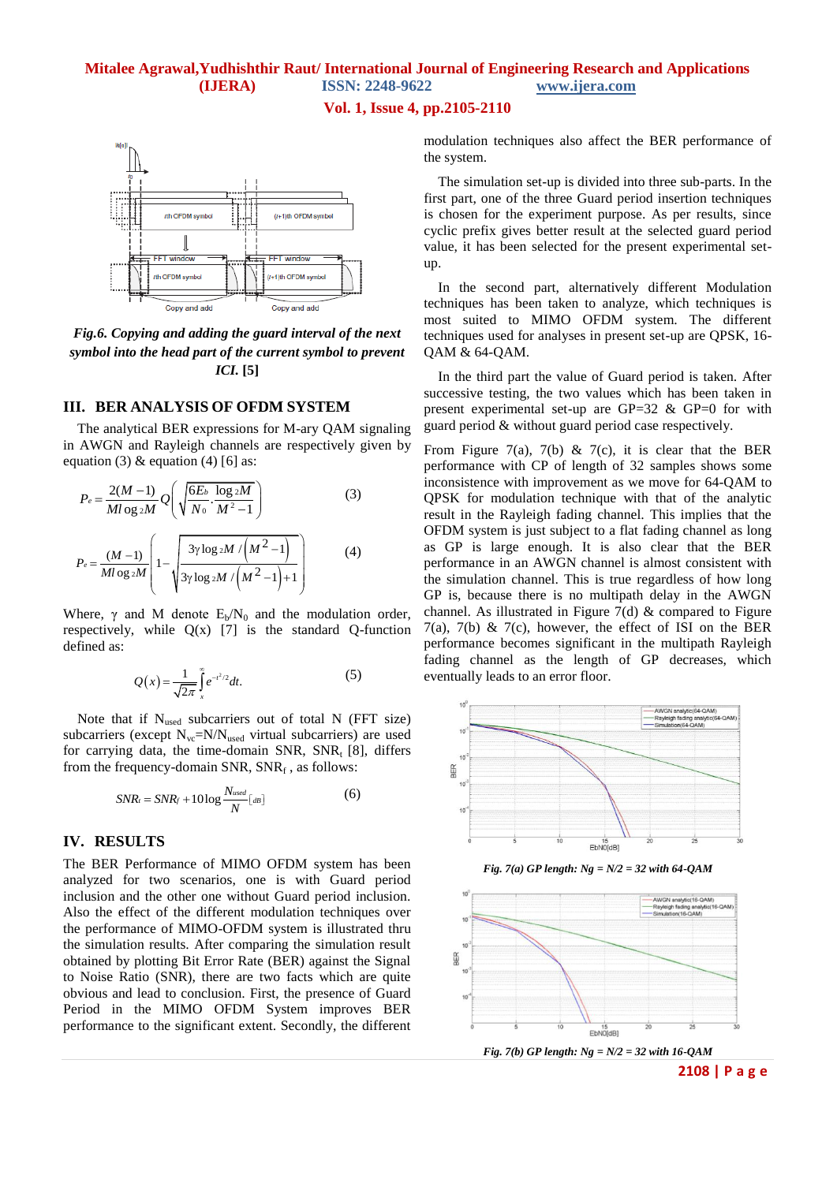*Fig.6. Copying and adding the guard interval of the next symbol into the head part of the current symbol to prevent ICI.* [5]

## III. BER ANALYSIS OF OFDM SYSTEM

The analytical BER expressions for M-ary QAM signaling in AWGN and Rayleigh channels are respectively given by equation (3) & equation (4) [6] as:

$$P_e = \frac{2(M-1)}{M\log_2 M} Q\left(\sqrt{\frac{6E_b}{N_0}\cdot\frac{\log_2 M}{M^2-1}}\right) \quad (3)$$

$$P_e = \frac{(M-1)}{M\log_2 M}\left(1-\sqrt{\frac{3\gamma\log_2 M/\left(M^2-1\right)}{3\gamma\log_2 M/\left(M^2-1\right)+1}}\right) \quad (4)$$

Where, $\gamma$ and M denote $E_b/N_0$ and the modulation order, respectively, while Q(x) [7] is the standard Q-function defined as:

$$Q(x) = \frac{1}{\sqrt{2\pi}}\int_x^{\infty} e^{-t^2/2}dt. \quad (5)$$

Note that if $N_{used}$ subcarriers out of total N (FFT size) subcarriers (except $N_{vc}$=N/$N_{used}$ virtual subcarriers) are used for carrying data, the time-domain SNR, $SNR_t$ [8], differs from the frequency-domain SNR, $SNR_f$ , as follows:

$$SNR_t = SNR_f + 10\log\frac{N_{used}}{N}[_{dB}] \quad (6)$$

## IV. RESULTS

The BER Performance of MIMO OFDM system has been analyzed for two scenarios, one is with Guard period inclusion and the other one without Guard period inclusion. Also the effect of the different modulation techniques over the performance of MIMO-OFDM system is illustrated thru the simulation results. After comparing the simulation result obtained by plotting Bit Error Rate (BER) against the Signal to Noise Ratio (SNR), there are two facts which are quite obvious and lead to conclusion. First, the presence of Guard Period in the MIMO OFDM System improves BER performance to the significant extent. Secondly, the different modulation techniques also affect the BER performance of the system.

The simulation set-up is divided into three sub-parts. In the first part, one of the three Guard period insertion techniques is chosen for the experiment purpose. As per results, since cyclic prefix gives better result at the selected guard period value, it has been selected for the present experimental set-up.

In the second part, alternatively different Modulation techniques has been taken to analyze, which techniques is most suited to MIMO OFDM system. The different techniques used for analyses in present set-up are QPSK, 16-QAM & 64-QAM.

In the third part the value of Guard period is taken. After successive testing, the two values which has been taken in present experimental set-up are GP=32 & GP=0 for with guard period & without guard period case respectively.

From Figure 7(a), 7(b) & 7(c), it is clear that the BER performance with CP of length of 32 samples shows some inconsistence with improvement as we move for 64-QAM to QPSK for modulation technique with that of the analytic result in the Rayleigh fading channel. This implies that the OFDM system is just subject to a flat fading channel as long as GP is large enough. It is also clear that the BER performance in an AWGN channel is almost consistent with the simulation channel. This is true regardless of how long GP is, because there is no multipath delay in the AWGN channel. As illustrated in Figure 7(d) & compared to Figure 7(a), 7(b) & 7(c), however, the effect of ISI on the BER performance becomes significant in the multipath Rayleigh fading channel as the length of GP decreases, which eventually leads to an error floor.

*Fig. 7(a) GP length: Ng = N/2 = 32 with 64-QAM*

*Fig. 7(b) GP length: Ng = N/2 = 32 with 16-QAM*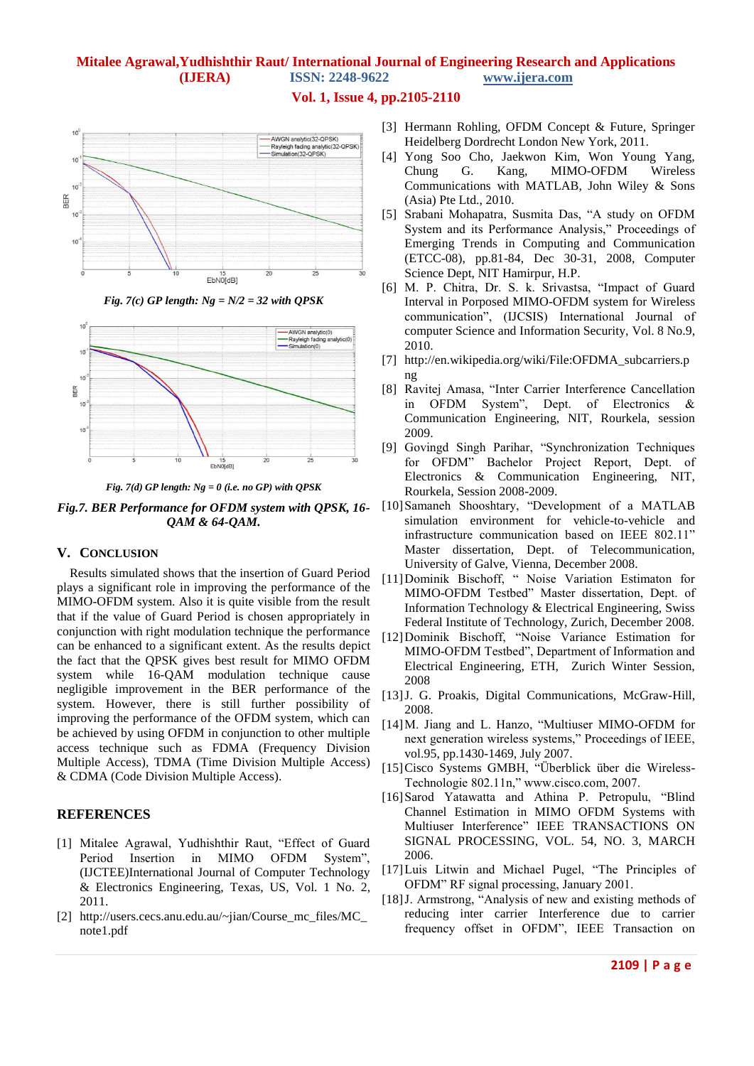Fig. 7(c) GP length: Ng = N/2 = 32 with QPSK

Fig. 7(d) GP length: Ng = 0 (i.e. no GP) with QPSK

***Fig.7. BER Performance for OFDM system with QPSK, 16-QAM & 64-QAM.***

## V. CONCLUSION

Results simulated shows that the insertion of Guard Period plays a significant role in improving the performance of the MIMO-OFDM system. Also it is quite visible from the result that if the value of Guard Period is chosen appropriately in conjunction with right modulation technique the performance can be enhanced to a significant extent. As the results depict the fact that the QPSK gives best result for MIMO OFDM system while 16-QAM modulation technique cause negligible improvement in the BER performance of the system. However, there is still further possibility of improving the performance of the OFDM system, which can be achieved by using OFDM in conjunction to other multiple access technique such as FDMA (Frequency Division Multiple Access), TDMA (Time Division Multiple Access) & CDMA (Code Division Multiple Access).

## REFERENCES

[1] Mitalee Agrawal, Yudhishthir Raut, "Effect of Guard Period Insertion in MIMO OFDM System", (IJCTEE)International Journal of Computer Technology & Electronics Engineering, Texas, US, Vol. 1 No. 2, 2011.

[2] http://users.cecs.anu.edu.au/~jian/Course_mc_files/MC_note1.pdf

[3] Hermann Rohling, OFDM Concept & Future, Springer Heidelberg Dordrecht London New York, 2011.

[4] Yong Soo Cho, Jaekwon Kim, Won Young Yang, Chung G. Kang, MIMO-OFDM Wireless Communications with MATLAB, John Wiley & Sons (Asia) Pte Ltd., 2010.

[5] Srabani Mohapatra, Susmita Das, "A study on OFDM System and its Performance Analysis," Proceedings of Emerging Trends in Computing and Communication (ETCC-08), pp.81-84, Dec 30-31, 2008, Computer Science Dept, NIT Hamirpur, H.P.

[6] M. P. Chitra, Dr. S. k. Srivastsa, "Impact of Guard Interval in Porposed MIMO-OFDM system for Wireless communication", (IJCSIS) International Journal of computer Science and Information Security, Vol. 8 No.9, 2010.

[7] http://en.wikipedia.org/wiki/File:OFDMA_subcarriers.png

[8] Ravitej Amasa, "Inter Carrier Interference Cancellation in OFDM System", Dept. of Electronics & Communication Engineering, NIT, Rourkela, session 2009.

[9] Govingd Singh Parihar, "Synchronization Techniques for OFDM" Bachelor Project Report, Dept. of Electronics & Communication Engineering, NIT, Rourkela, Session 2008-2009.

[10] Samaneh Shooshtary, "Development of a MATLAB simulation environment for vehicle-to-vehicle and infrastructure communication based on IEEE 802.11" Master dissertation, Dept. of Telecommunication, University of Galve, Vienna, December 2008.

[11] Dominik Bischoff, " Noise Variation Estimaton for MIMO-OFDM Testbed" Master dissertation, Dept. of Information Technology & Electrical Engineering, Swiss Federal Institute of Technology, Zurich, December 2008.

[12] Dominik Bischoff, "Noise Variance Estimation for MIMO-OFDM Testbed", Department of Information and Electrical Engineering, ETH, Zurich Winter Session, 2008

[13] J. G. Proakis, Digital Communications, McGraw-Hill, 2008.

[14] M. Jiang and L. Hanzo, "Multiuser MIMO-OFDM for next generation wireless systems," Proceedings of IEEE, vol.95, pp.1430-1469, July 2007.

[15] Cisco Systems GMBH, "Überblick über die Wireless-Technologie 802.11n," www.cisco.com, 2007.

[16] Sarod Yatawatta and Athina P. Petropulu, "Blind Channel Estimation in MIMO OFDM Systems with Multiuser Interference" IEEE TRANSACTIONS ON SIGNAL PROCESSING, VOL. 54, NO. 3, MARCH 2006.

[17] Luis Litwin and Michael Pugel, "The Principles of OFDM" RF signal processing, January 2001.

[18] J. Armstrong, "Analysis of new and existing methods of reducing inter carrier Interference due to carrier frequency offset in OFDM", IEEE Transaction on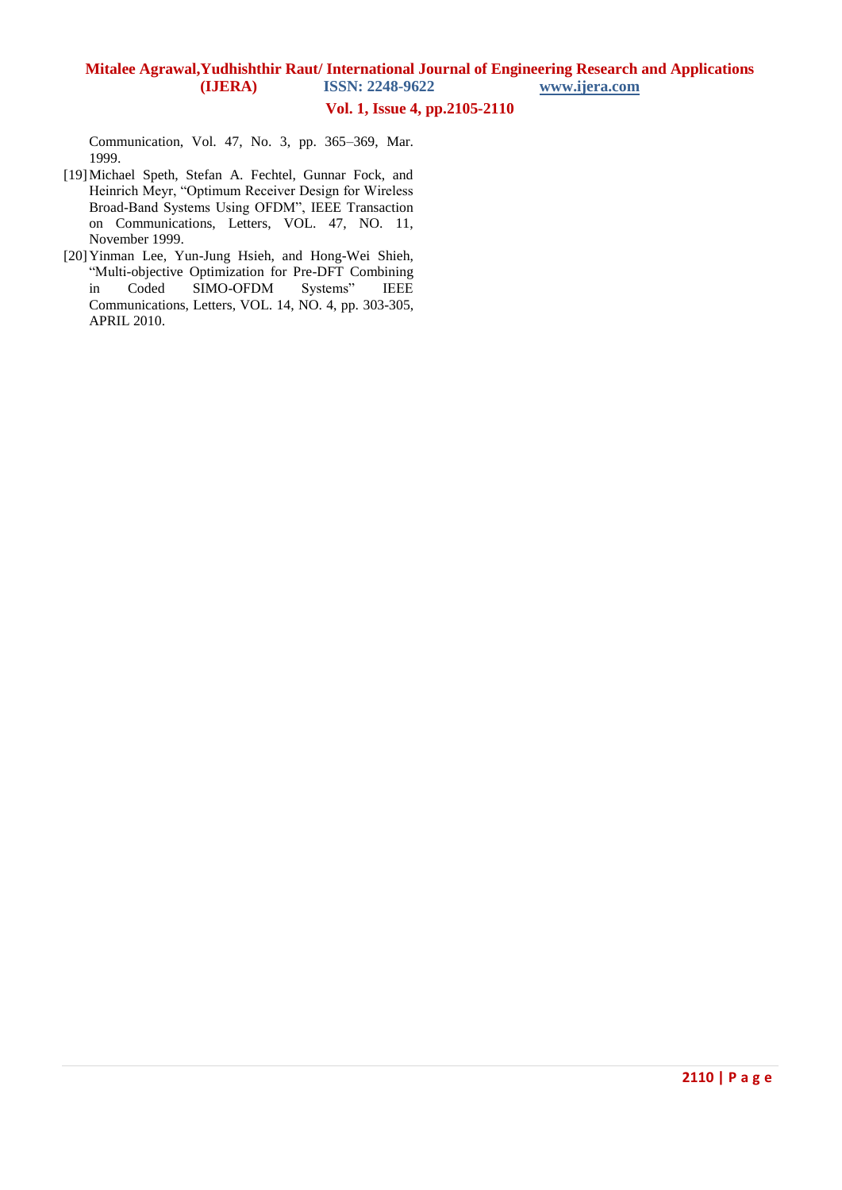Communication, Vol. 47, No. 3, pp. 365–369, Mar. 1999.

[19] Michael Speth, Stefan A. Fechtel, Gunnar Fock, and Heinrich Meyr, "Optimum Receiver Design for Wireless Broad-Band Systems Using OFDM", IEEE Transaction on Communications, Letters, VOL. 47, NO. 11, November 1999.

[20] Yinman Lee, Yun-Jung Hsieh, and Hong-Wei Shieh, "Multi-objective Optimization for Pre-DFT Combining in Coded SIMO-OFDM Systems" IEEE Communications, Letters, VOL. 14, NO. 4, pp. 303-305, APRIL 2010.